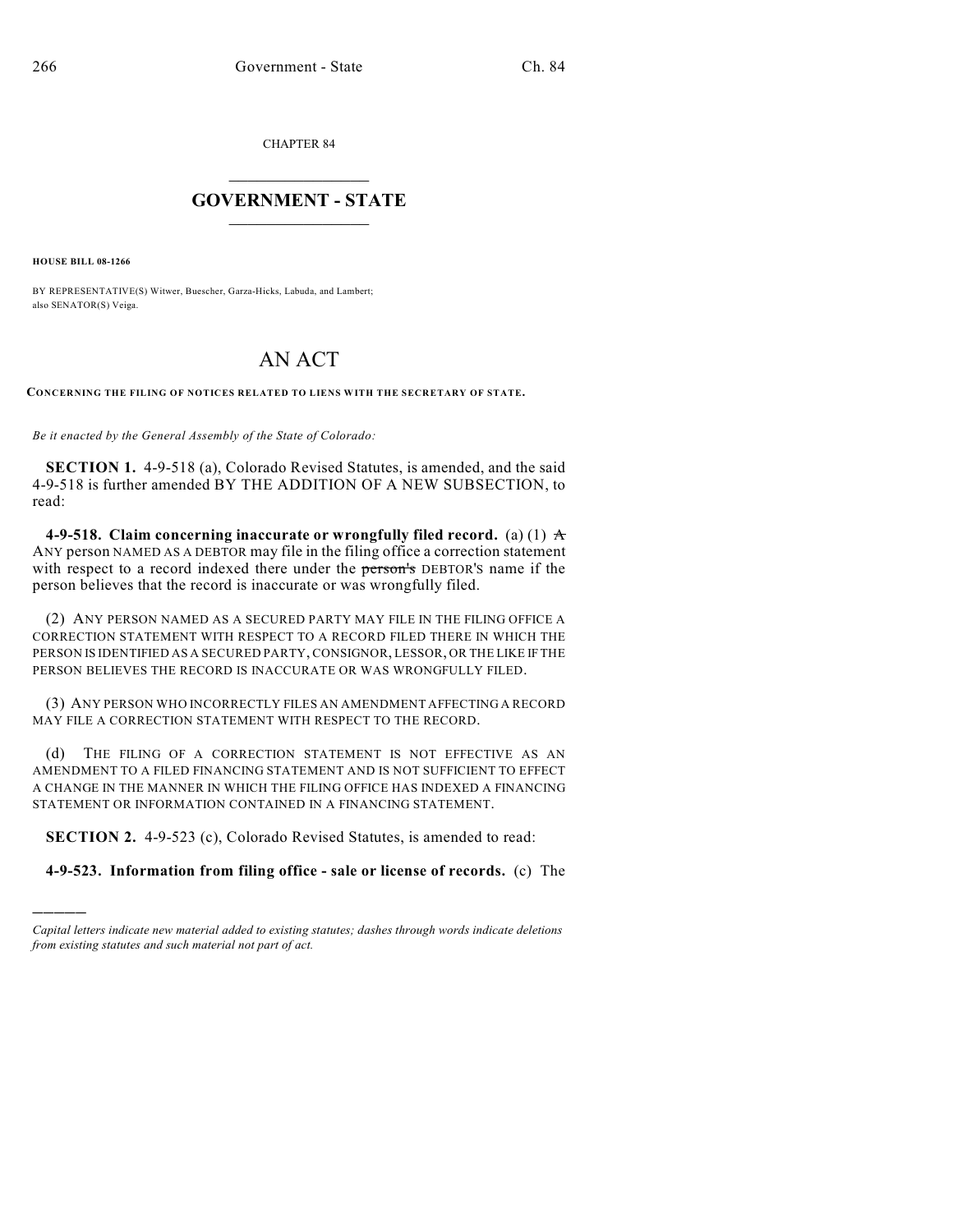CHAPTER 84

# GOVERNMENT - STATE

**HOUSE BILL 08-1266**

BY REPRESENTATIVE(S) Witwer, Buescher, Garza-Hicks, Labuda, and Lambert; also SENATOR(S) Veiga.

# AN ACT

**CONCERNING THE FILING OF NOTICES RELATED TO LIENS WITH THE SECRETARY OF STATE.**

*Be it enacted by the General Assembly of the State of Colorado:*

**SECTION 1.** 4-9-518 (a), Colorado Revised Statutes, is amended, and the said 4-9-518 is further amended BY THE ADDITION OF A NEW SUBSECTION, to read:

**4-9-518. Claim concerning inaccurate or wrongfully filed record.** (a) (1) ~~A~~ ANY person NAMED AS A DEBTOR may file in the filing office a correction statement with respect to a record indexed there under the ~~person's~~ DEBTOR'S name if the person believes that the record is inaccurate or was wrongfully filed.

(2) ANY PERSON NAMED AS A SECURED PARTY MAY FILE IN THE FILING OFFICE A CORRECTION STATEMENT WITH RESPECT TO A RECORD FILED THERE IN WHICH THE PERSON IS IDENTIFIED AS A SECURED PARTY, CONSIGNOR, LESSOR, OR THE LIKE IF THE PERSON BELIEVES THE RECORD IS INACCURATE OR WAS WRONGFULLY FILED.

(3) ANY PERSON WHO INCORRECTLY FILES AN AMENDMENT AFFECTING A RECORD MAY FILE A CORRECTION STATEMENT WITH RESPECT TO THE RECORD.

(d) THE FILING OF A CORRECTION STATEMENT IS NOT EFFECTIVE AS AN AMENDMENT TO A FILED FINANCING STATEMENT AND IS NOT SUFFICIENT TO EFFECT A CHANGE IN THE MANNER IN WHICH THE FILING OFFICE HAS INDEXED A FINANCING STATEMENT OR INFORMATION CONTAINED IN A FINANCING STATEMENT.

**SECTION 2.** 4-9-523 (c), Colorado Revised Statutes, is amended to read:

**4-9-523. Information from filing office - sale or license of records.** (c) The

*Capital letters indicate new material added to existing statutes; dashes through words indicate deletions from existing statutes and such material not part of act.*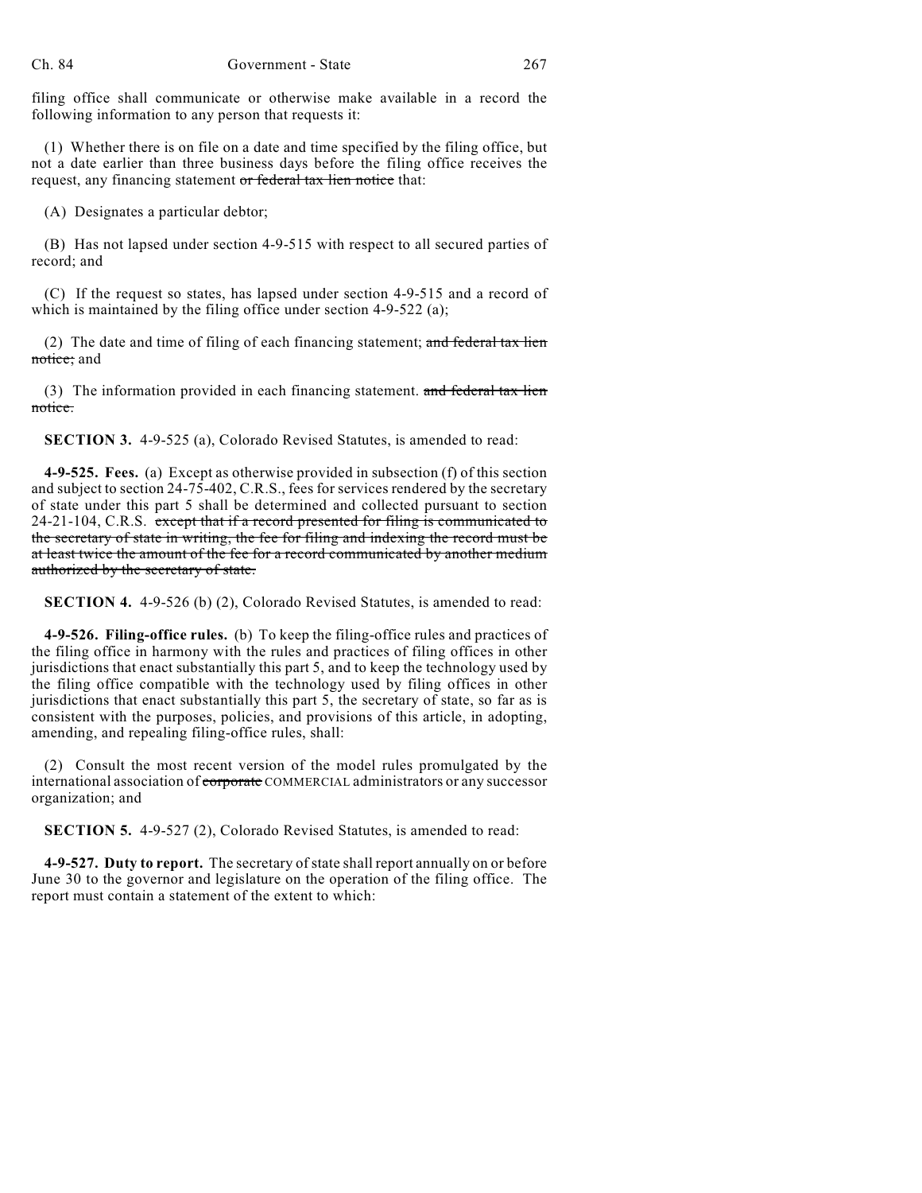filing office shall communicate or otherwise make available in a record the following information to any person that requests it:

(1) Whether there is on file on a date and time specified by the filing office, but not a date earlier than three business days before the filing office receives the request, any financing statement ~~or federal tax lien notice~~ that:

(A) Designates a particular debtor;

(B) Has not lapsed under section 4-9-515 with respect to all secured parties of record; and

(C) If the request so states, has lapsed under section 4-9-515 and a record of which is maintained by the filing office under section 4-9-522 (a);

(2) The date and time of filing of each financing statement; ~~and federal tax lien notice;~~ and

(3) The information provided in each financing statement. ~~and federal tax lien notice.~~

**SECTION 3.** 4-9-525 (a), Colorado Revised Statutes, is amended to read:

**4-9-525. Fees.** (a) Except as otherwise provided in subsection (f) of this section and subject to section 24-75-402, C.R.S., fees for services rendered by the secretary of state under this part 5 shall be determined and collected pursuant to section 24-21-104, C.R.S. ~~except that if a record presented for filing is communicated to the secretary of state in writing, the fee for filing and indexing the record must be at least twice the amount of the fee for a record communicated by another medium authorized by the secretary of state.~~

**SECTION 4.** 4-9-526 (b) (2), Colorado Revised Statutes, is amended to read:

**4-9-526. Filing-office rules.** (b) To keep the filing-office rules and practices of the filing office in harmony with the rules and practices of filing offices in other jurisdictions that enact substantially this part 5, and to keep the technology used by the filing office compatible with the technology used by filing offices in other jurisdictions that enact substantially this part 5, the secretary of state, so far as is consistent with the purposes, policies, and provisions of this article, in adopting, amending, and repealing filing-office rules, shall:

(2) Consult the most recent version of the model rules promulgated by the international association of ~~corporate~~ COMMERCIAL administrators or any successor organization; and

**SECTION 5.** 4-9-527 (2), Colorado Revised Statutes, is amended to read:

**4-9-527. Duty to report.** The secretary of state shall report annually on or before June 30 to the governor and legislature on the operation of the filing office. The report must contain a statement of the extent to which: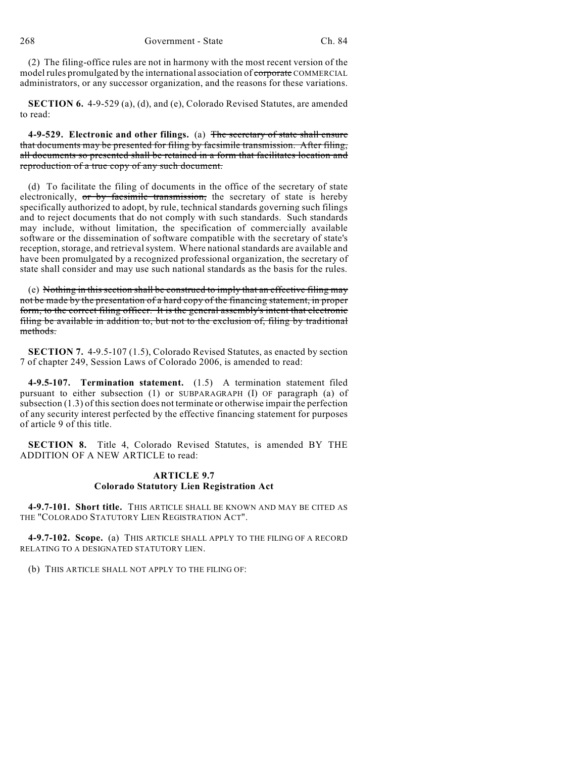(2) The filing-office rules are not in harmony with the most recent version of the model rules promulgated by the international association of ~~corporate~~ COMMERCIAL administrators, or any successor organization, and the reasons for these variations.

**SECTION 6.** 4-9-529 (a), (d), and (e), Colorado Revised Statutes, are amended to read:

**4-9-529. Electronic and other filings.** (a) ~~The secretary of state shall ensure that documents may be presented for filing by facsimile transmission. After filing, all documents so presented shall be retained in a form that facilitates location and reproduction of a true copy of any such document.~~

(d) To facilitate the filing of documents in the office of the secretary of state electronically, ~~or by facsimile transmission,~~ the secretary of state is hereby specifically authorized to adopt, by rule, technical standards governing such filings and to reject documents that do not comply with such standards. Such standards may include, without limitation, the specification of commercially available software or the dissemination of software compatible with the secretary of state's reception, storage, and retrieval system. Where national standards are available and have been promulgated by a recognized professional organization, the secretary of state shall consider and may use such national standards as the basis for the rules.

(e) ~~Nothing in this section shall be construed to imply that an effective filing may not be made by the presentation of a hard copy of the financing statement, in proper form, to the correct filing officer. It is the general assembly's intent that electronic filing be available in addition to, but not to the exclusion of, filing by traditional methods.~~

**SECTION 7.** 4-9.5-107 (1.5), Colorado Revised Statutes, as enacted by section 7 of chapter 249, Session Laws of Colorado 2006, is amended to read:

**4-9.5-107. Termination statement.** (1.5) A termination statement filed pursuant to either subsection (1) or SUBPARAGRAPH (I) OF paragraph (a) of subsection (1.3) of this section does not terminate or otherwise impair the perfection of any security interest perfected by the effective financing statement for purposes of article 9 of this title.

**SECTION 8.** Title 4, Colorado Revised Statutes, is amended BY THE ADDITION OF A NEW ARTICLE to read:

## ARTICLE 9.7
## Colorado Statutory Lien Registration Act

**4-9.7-101. Short title.** THIS ARTICLE SHALL BE KNOWN AND MAY BE CITED AS THE "COLORADO STATUTORY LIEN REGISTRATION ACT".

**4-9.7-102. Scope.** (a) THIS ARTICLE SHALL APPLY TO THE FILING OF A RECORD RELATING TO A DESIGNATED STATUTORY LIEN.

(b) THIS ARTICLE SHALL NOT APPLY TO THE FILING OF: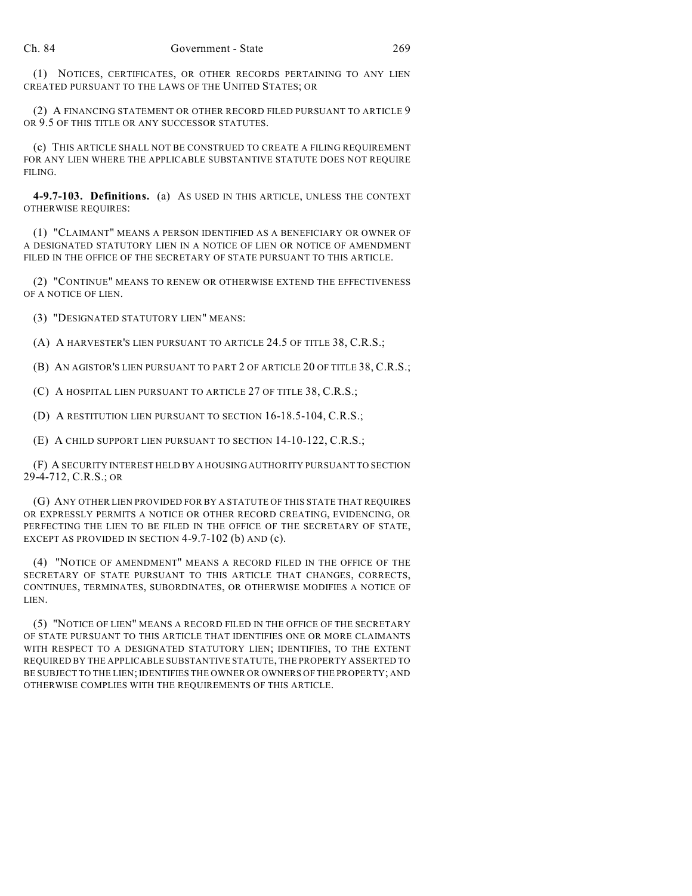(1) NOTICES, CERTIFICATES, OR OTHER RECORDS PERTAINING TO ANY LIEN CREATED PURSUANT TO THE LAWS OF THE UNITED STATES; OR

(2) A FINANCING STATEMENT OR OTHER RECORD FILED PURSUANT TO ARTICLE 9 OR 9.5 OF THIS TITLE OR ANY SUCCESSOR STATUTES.

(c) THIS ARTICLE SHALL NOT BE CONSTRUED TO CREATE A FILING REQUIREMENT FOR ANY LIEN WHERE THE APPLICABLE SUBSTANTIVE STATUTE DOES NOT REQUIRE FILING.

**4-9.7-103. Definitions.** (a) AS USED IN THIS ARTICLE, UNLESS THE CONTEXT OTHERWISE REQUIRES:

(1) "CLAIMANT" MEANS A PERSON IDENTIFIED AS A BENEFICIARY OR OWNER OF A DESIGNATED STATUTORY LIEN IN A NOTICE OF LIEN OR NOTICE OF AMENDMENT FILED IN THE OFFICE OF THE SECRETARY OF STATE PURSUANT TO THIS ARTICLE.

(2) "CONTINUE" MEANS TO RENEW OR OTHERWISE EXTEND THE EFFECTIVENESS OF A NOTICE OF LIEN.

(3) "DESIGNATED STATUTORY LIEN" MEANS:

(A) A HARVESTER'S LIEN PURSUANT TO ARTICLE 24.5 OF TITLE 38, C.R.S.;

(B) AN AGISTOR'S LIEN PURSUANT TO PART 2 OF ARTICLE 20 OF TITLE 38, C.R.S.;

(C) A HOSPITAL LIEN PURSUANT TO ARTICLE 27 OF TITLE 38, C.R.S.;

(D) A RESTITUTION LIEN PURSUANT TO SECTION 16-18.5-104, C.R.S.;

(E) A CHILD SUPPORT LIEN PURSUANT TO SECTION 14-10-122, C.R.S.;

(F) A SECURITY INTEREST HELD BY A HOUSING AUTHORITY PURSUANT TO SECTION 29-4-712, C.R.S.; OR

(G) ANY OTHER LIEN PROVIDED FOR BY A STATUTE OF THIS STATE THAT REQUIRES OR EXPRESSLY PERMITS A NOTICE OR OTHER RECORD CREATING, EVIDENCING, OR PERFECTING THE LIEN TO BE FILED IN THE OFFICE OF THE SECRETARY OF STATE, EXCEPT AS PROVIDED IN SECTION 4-9.7-102 (b) AND (c).

(4) "NOTICE OF AMENDMENT" MEANS A RECORD FILED IN THE OFFICE OF THE SECRETARY OF STATE PURSUANT TO THIS ARTICLE THAT CHANGES, CORRECTS, CONTINUES, TERMINATES, SUBORDINATES, OR OTHERWISE MODIFIES A NOTICE OF LIEN.

(5) "NOTICE OF LIEN" MEANS A RECORD FILED IN THE OFFICE OF THE SECRETARY OF STATE PURSUANT TO THIS ARTICLE THAT IDENTIFIES ONE OR MORE CLAIMANTS WITH RESPECT TO A DESIGNATED STATUTORY LIEN; IDENTIFIES, TO THE EXTENT REQUIRED BY THE APPLICABLE SUBSTANTIVE STATUTE, THE PROPERTY ASSERTED TO BE SUBJECT TO THE LIEN; IDENTIFIES THE OWNER OR OWNERS OF THE PROPERTY; AND OTHERWISE COMPLIES WITH THE REQUIREMENTS OF THIS ARTICLE.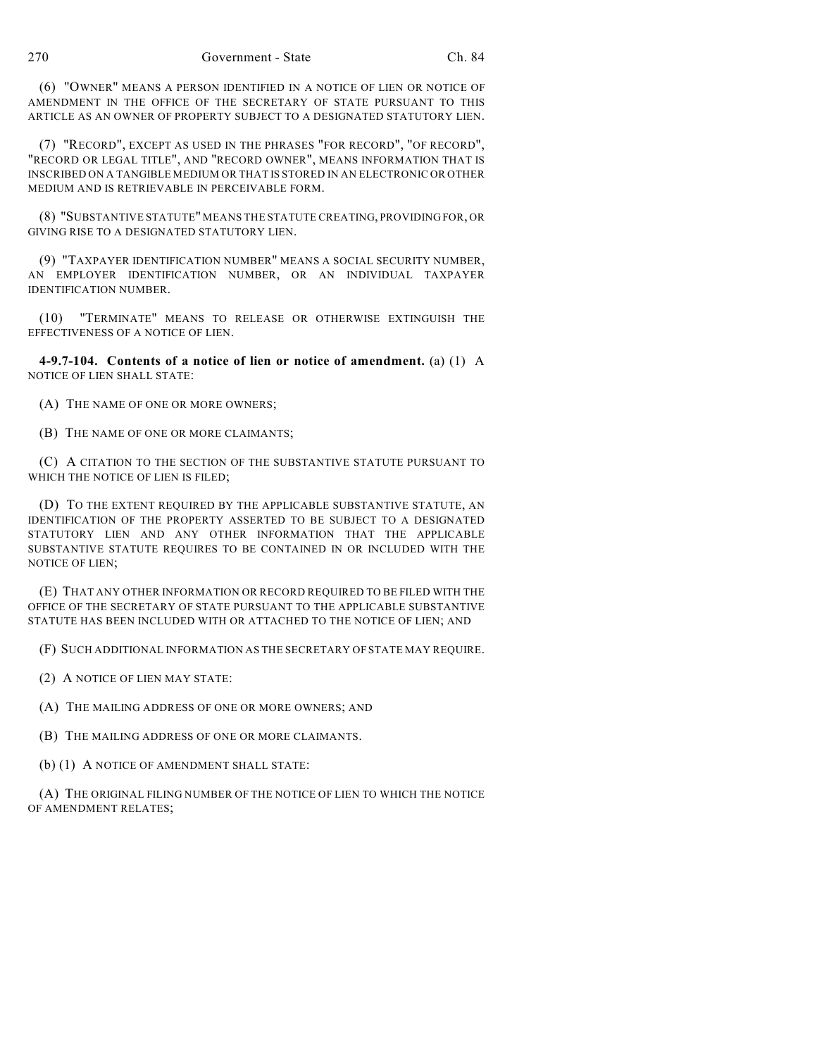(6) "OWNER" MEANS A PERSON IDENTIFIED IN A NOTICE OF LIEN OR NOTICE OF AMENDMENT IN THE OFFICE OF THE SECRETARY OF STATE PURSUANT TO THIS ARTICLE AS AN OWNER OF PROPERTY SUBJECT TO A DESIGNATED STATUTORY LIEN.

(7) "RECORD", EXCEPT AS USED IN THE PHRASES "FOR RECORD", "OF RECORD", "RECORD OR LEGAL TITLE", AND "RECORD OWNER", MEANS INFORMATION THAT IS INSCRIBED ON A TANGIBLE MEDIUM OR THAT IS STORED IN AN ELECTRONIC OR OTHER MEDIUM AND IS RETRIEVABLE IN PERCEIVABLE FORM.

(8) "SUBSTANTIVE STATUTE" MEANS THE STATUTE CREATING, PROVIDING FOR, OR GIVING RISE TO A DESIGNATED STATUTORY LIEN.

(9) "TAXPAYER IDENTIFICATION NUMBER" MEANS A SOCIAL SECURITY NUMBER, AN EMPLOYER IDENTIFICATION NUMBER, OR AN INDIVIDUAL TAXPAYER IDENTIFICATION NUMBER.

(10) "TERMINATE" MEANS TO RELEASE OR OTHERWISE EXTINGUISH THE EFFECTIVENESS OF A NOTICE OF LIEN.

**4-9.7-104. Contents of a notice of lien or notice of amendment.** (a) (1) A NOTICE OF LIEN SHALL STATE:

(A) THE NAME OF ONE OR MORE OWNERS;

(B) THE NAME OF ONE OR MORE CLAIMANTS;

(C) A CITATION TO THE SECTION OF THE SUBSTANTIVE STATUTE PURSUANT TO WHICH THE NOTICE OF LIEN IS FILED;

(D) TO THE EXTENT REQUIRED BY THE APPLICABLE SUBSTANTIVE STATUTE, AN IDENTIFICATION OF THE PROPERTY ASSERTED TO BE SUBJECT TO A DESIGNATED STATUTORY LIEN AND ANY OTHER INFORMATION THAT THE APPLICABLE SUBSTANTIVE STATUTE REQUIRES TO BE CONTAINED IN OR INCLUDED WITH THE NOTICE OF LIEN;

(E) THAT ANY OTHER INFORMATION OR RECORD REQUIRED TO BE FILED WITH THE OFFICE OF THE SECRETARY OF STATE PURSUANT TO THE APPLICABLE SUBSTANTIVE STATUTE HAS BEEN INCLUDED WITH OR ATTACHED TO THE NOTICE OF LIEN; AND

(F) SUCH ADDITIONAL INFORMATION AS THE SECRETARY OF STATE MAY REQUIRE.

(2) A NOTICE OF LIEN MAY STATE:

(A) THE MAILING ADDRESS OF ONE OR MORE OWNERS; AND

(B) THE MAILING ADDRESS OF ONE OR MORE CLAIMANTS.

(b) (1) A NOTICE OF AMENDMENT SHALL STATE:

(A) THE ORIGINAL FILING NUMBER OF THE NOTICE OF LIEN TO WHICH THE NOTICE OF AMENDMENT RELATES;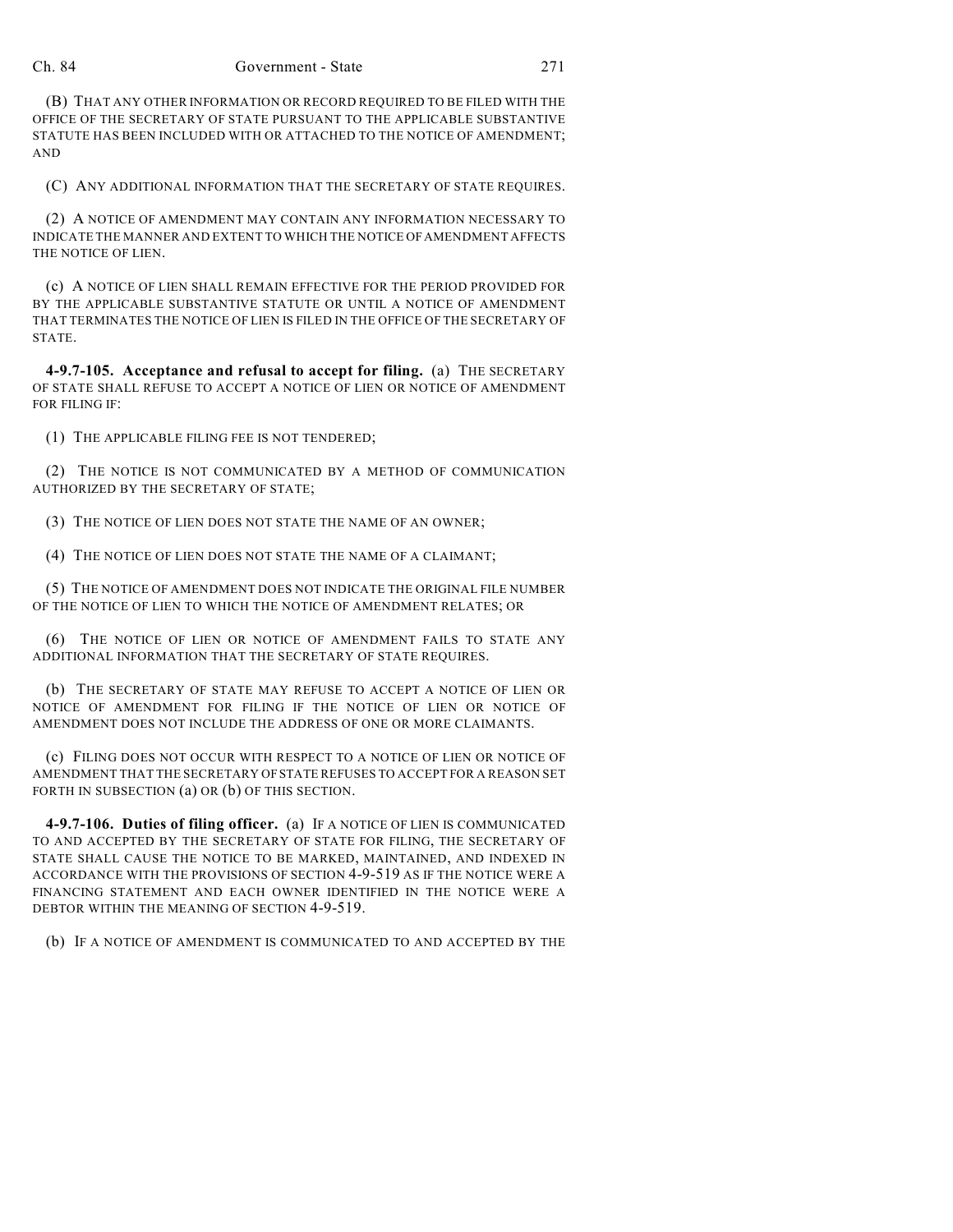(B) THAT ANY OTHER INFORMATION OR RECORD REQUIRED TO BE FILED WITH THE OFFICE OF THE SECRETARY OF STATE PURSUANT TO THE APPLICABLE SUBSTANTIVE STATUTE HAS BEEN INCLUDED WITH OR ATTACHED TO THE NOTICE OF AMENDMENT; AND

(C) ANY ADDITIONAL INFORMATION THAT THE SECRETARY OF STATE REQUIRES.

(2) A NOTICE OF AMENDMENT MAY CONTAIN ANY INFORMATION NECESSARY TO INDICATE THE MANNER AND EXTENT TO WHICH THE NOTICE OF AMENDMENT AFFECTS THE NOTICE OF LIEN.

(c) A NOTICE OF LIEN SHALL REMAIN EFFECTIVE FOR THE PERIOD PROVIDED FOR BY THE APPLICABLE SUBSTANTIVE STATUTE OR UNTIL A NOTICE OF AMENDMENT THAT TERMINATES THE NOTICE OF LIEN IS FILED IN THE OFFICE OF THE SECRETARY OF STATE.

**4-9.7-105. Acceptance and refusal to accept for filing.** (a) THE SECRETARY OF STATE SHALL REFUSE TO ACCEPT A NOTICE OF LIEN OR NOTICE OF AMENDMENT FOR FILING IF:

(1) THE APPLICABLE FILING FEE IS NOT TENDERED;

(2) THE NOTICE IS NOT COMMUNICATED BY A METHOD OF COMMUNICATION AUTHORIZED BY THE SECRETARY OF STATE;

(3) THE NOTICE OF LIEN DOES NOT STATE THE NAME OF AN OWNER;

(4) THE NOTICE OF LIEN DOES NOT STATE THE NAME OF A CLAIMANT;

(5) THE NOTICE OF AMENDMENT DOES NOT INDICATE THE ORIGINAL FILE NUMBER OF THE NOTICE OF LIEN TO WHICH THE NOTICE OF AMENDMENT RELATES; OR

(6) THE NOTICE OF LIEN OR NOTICE OF AMENDMENT FAILS TO STATE ANY ADDITIONAL INFORMATION THAT THE SECRETARY OF STATE REQUIRES.

(b) THE SECRETARY OF STATE MAY REFUSE TO ACCEPT A NOTICE OF LIEN OR NOTICE OF AMENDMENT FOR FILING IF THE NOTICE OF LIEN OR NOTICE OF AMENDMENT DOES NOT INCLUDE THE ADDRESS OF ONE OR MORE CLAIMANTS.

(c) FILING DOES NOT OCCUR WITH RESPECT TO A NOTICE OF LIEN OR NOTICE OF AMENDMENT THAT THE SECRETARY OF STATE REFUSES TO ACCEPT FOR A REASON SET FORTH IN SUBSECTION (a) OR (b) OF THIS SECTION.

**4-9.7-106. Duties of filing officer.** (a) IF A NOTICE OF LIEN IS COMMUNICATED TO AND ACCEPTED BY THE SECRETARY OF STATE FOR FILING, THE SECRETARY OF STATE SHALL CAUSE THE NOTICE TO BE MARKED, MAINTAINED, AND INDEXED IN ACCORDANCE WITH THE PROVISIONS OF SECTION 4-9-519 AS IF THE NOTICE WERE A FINANCING STATEMENT AND EACH OWNER IDENTIFIED IN THE NOTICE WERE A DEBTOR WITHIN THE MEANING OF SECTION 4-9-519.

(b) IF A NOTICE OF AMENDMENT IS COMMUNICATED TO AND ACCEPTED BY THE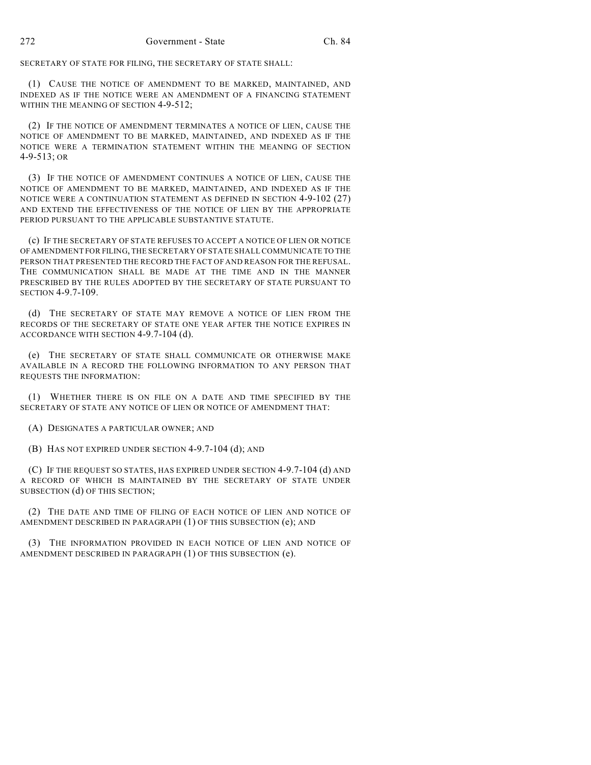SECRETARY OF STATE FOR FILING, THE SECRETARY OF STATE SHALL:

(1) CAUSE THE NOTICE OF AMENDMENT TO BE MARKED, MAINTAINED, AND INDEXED AS IF THE NOTICE WERE AN AMENDMENT OF A FINANCING STATEMENT WITHIN THE MEANING OF SECTION 4-9-512;

(2) IF THE NOTICE OF AMENDMENT TERMINATES A NOTICE OF LIEN, CAUSE THE NOTICE OF AMENDMENT TO BE MARKED, MAINTAINED, AND INDEXED AS IF THE NOTICE WERE A TERMINATION STATEMENT WITHIN THE MEANING OF SECTION 4-9-513; OR

(3) IF THE NOTICE OF AMENDMENT CONTINUES A NOTICE OF LIEN, CAUSE THE NOTICE OF AMENDMENT TO BE MARKED, MAINTAINED, AND INDEXED AS IF THE NOTICE WERE A CONTINUATION STATEMENT AS DEFINED IN SECTION 4-9-102 (27) AND EXTEND THE EFFECTIVENESS OF THE NOTICE OF LIEN BY THE APPROPRIATE PERIOD PURSUANT TO THE APPLICABLE SUBSTANTIVE STATUTE.

(c) IF THE SECRETARY OF STATE REFUSES TO ACCEPT A NOTICE OF LIEN OR NOTICE OF AMENDMENT FOR FILING, THE SECRETARY OF STATE SHALL COMMUNICATE TO THE PERSON THAT PRESENTED THE RECORD THE FACT OF AND REASON FOR THE REFUSAL. THE COMMUNICATION SHALL BE MADE AT THE TIME AND IN THE MANNER PRESCRIBED BY THE RULES ADOPTED BY THE SECRETARY OF STATE PURSUANT TO SECTION 4-9.7-109.

(d) THE SECRETARY OF STATE MAY REMOVE A NOTICE OF LIEN FROM THE RECORDS OF THE SECRETARY OF STATE ONE YEAR AFTER THE NOTICE EXPIRES IN ACCORDANCE WITH SECTION 4-9.7-104 (d).

(e) THE SECRETARY OF STATE SHALL COMMUNICATE OR OTHERWISE MAKE AVAILABLE IN A RECORD THE FOLLOWING INFORMATION TO ANY PERSON THAT REQUESTS THE INFORMATION:

(1) WHETHER THERE IS ON FILE ON A DATE AND TIME SPECIFIED BY THE SECRETARY OF STATE ANY NOTICE OF LIEN OR NOTICE OF AMENDMENT THAT:

(A) DESIGNATES A PARTICULAR OWNER; AND

(B) HAS NOT EXPIRED UNDER SECTION 4-9.7-104 (d); AND

(C) IF THE REQUEST SO STATES, HAS EXPIRED UNDER SECTION 4-9.7-104 (d) AND A RECORD OF WHICH IS MAINTAINED BY THE SECRETARY OF STATE UNDER SUBSECTION (d) OF THIS SECTION;

(2) THE DATE AND TIME OF FILING OF EACH NOTICE OF LIEN AND NOTICE OF AMENDMENT DESCRIBED IN PARAGRAPH (1) OF THIS SUBSECTION (e); AND

(3) THE INFORMATION PROVIDED IN EACH NOTICE OF LIEN AND NOTICE OF AMENDMENT DESCRIBED IN PARAGRAPH (1) OF THIS SUBSECTION (e).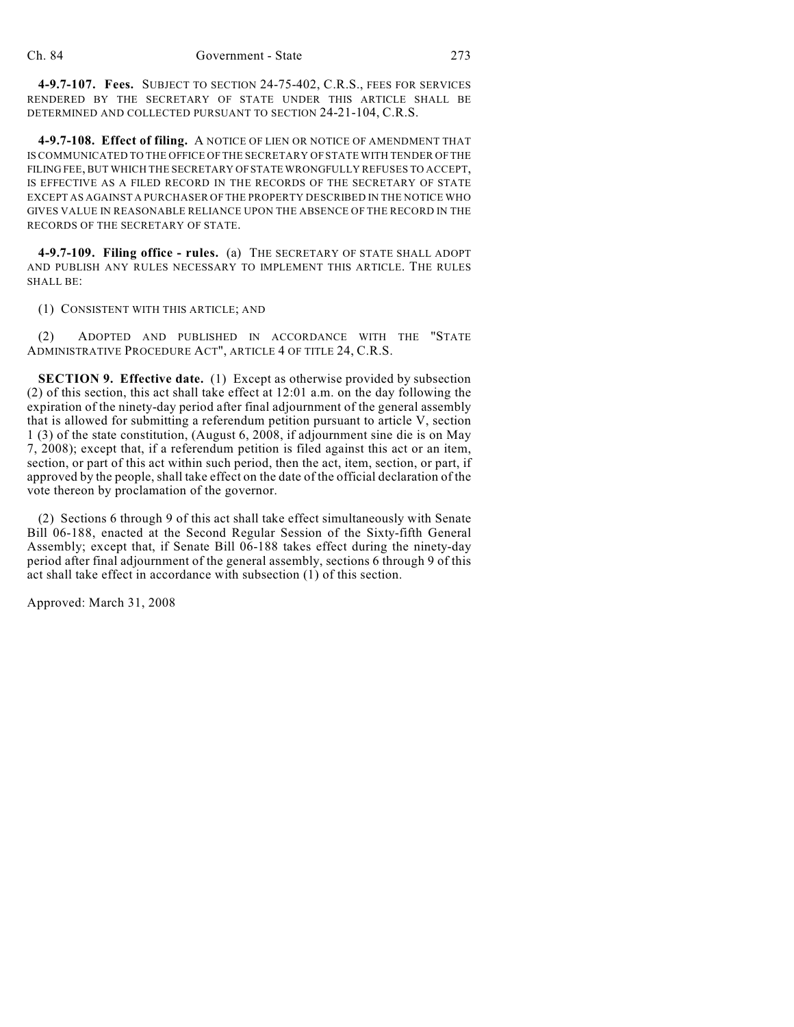**4-9.7-107. Fees.** SUBJECT TO SECTION 24-75-402, C.R.S., FEES FOR SERVICES RENDERED BY THE SECRETARY OF STATE UNDER THIS ARTICLE SHALL BE DETERMINED AND COLLECTED PURSUANT TO SECTION 24-21-104, C.R.S.

**4-9.7-108. Effect of filing.** A NOTICE OF LIEN OR NOTICE OF AMENDMENT THAT IS COMMUNICATED TO THE OFFICE OF THE SECRETARY OF STATE WITH TENDER OF THE FILING FEE, BUT WHICH THE SECRETARY OF STATE WRONGFULLY REFUSES TO ACCEPT, IS EFFECTIVE AS A FILED RECORD IN THE RECORDS OF THE SECRETARY OF STATE EXCEPT AS AGAINST A PURCHASER OF THE PROPERTY DESCRIBED IN THE NOTICE WHO GIVES VALUE IN REASONABLE RELIANCE UPON THE ABSENCE OF THE RECORD IN THE RECORDS OF THE SECRETARY OF STATE.

**4-9.7-109. Filing office - rules.** (a) THE SECRETARY OF STATE SHALL ADOPT AND PUBLISH ANY RULES NECESSARY TO IMPLEMENT THIS ARTICLE. THE RULES SHALL BE:

(1) CONSISTENT WITH THIS ARTICLE; AND

(2) ADOPTED AND PUBLISHED IN ACCORDANCE WITH THE "STATE ADMINISTRATIVE PROCEDURE ACT", ARTICLE 4 OF TITLE 24, C.R.S.

**SECTION 9. Effective date.** (1) Except as otherwise provided by subsection (2) of this section, this act shall take effect at 12:01 a.m. on the day following the expiration of the ninety-day period after final adjournment of the general assembly that is allowed for submitting a referendum petition pursuant to article V, section 1 (3) of the state constitution, (August 6, 2008, if adjournment sine die is on May 7, 2008); except that, if a referendum petition is filed against this act or an item, section, or part of this act within such period, then the act, item, section, or part, if approved by the people, shall take effect on the date of the official declaration of the vote thereon by proclamation of the governor.

(2) Sections 6 through 9 of this act shall take effect simultaneously with Senate Bill 06-188, enacted at the Second Regular Session of the Sixty-fifth General Assembly; except that, if Senate Bill 06-188 takes effect during the ninety-day period after final adjournment of the general assembly, sections 6 through 9 of this act shall take effect in accordance with subsection (1) of this section.

Approved: March 31, 2008